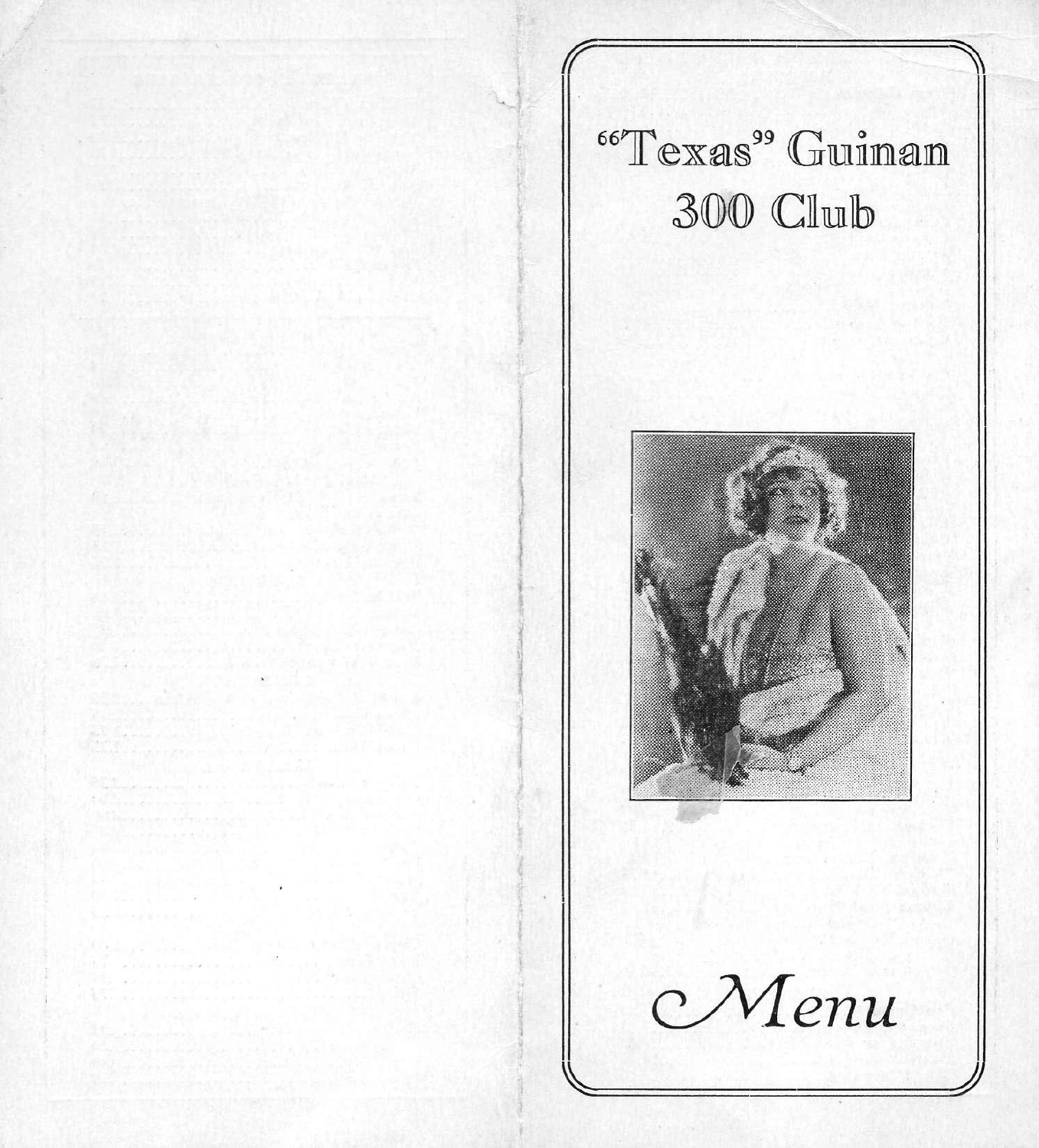# "Texas" Guinan
# 300 Club

*Menu*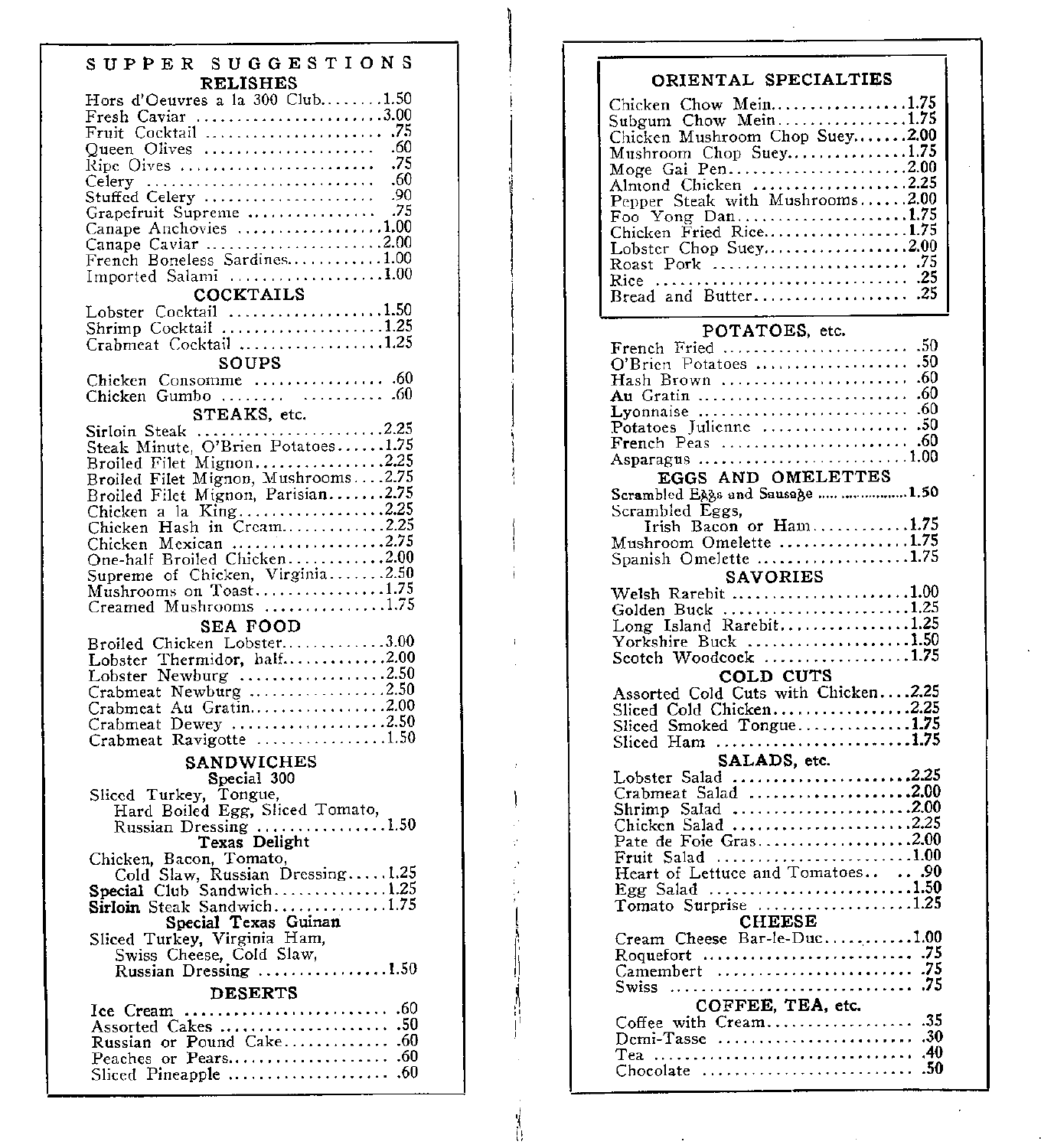# SUPPER SUGGESTIONS

## RELISHES

| | |
|---|---|
| Hors d'Oeuvres a la 300 Club | 1.50 |
| Fresh Caviar | 3.00 |
| Fruit Cocktail | .75 |
| Queen Olives | .60 |
| Ripe Oives | .75 |
| Celery | .60 |
| Stuffed Celery | .90 |
| Grapefruit Supreme | .75 |
| Canape Anchovies | 1.00 |
| Canape Caviar | 2.00 |
| French Boneless Sardines | 1.00 |
| Imported Salami | 1.00 |

## COCKTAILS

| | |
|---|---|
| Lobster Cocktail | 1.50 |
| Shrimp Cocktail | 1.25 |
| Crabmeat Cocktail | 1.25 |

## SOUPS

| | |
|---|---|
| Chicken Consomme | .60 |
| Chicken Gumbo | .60 |

## STEAKS, etc.

| | |
|---|---|
| Sirloin Steak | 2.25 |
| Steak Minute, O'Brien Potatoes | 1.75 |
| Broiled Filet Mignon | 2.25 |
| Broiled Filet Mignon, Mushrooms | 2.75 |
| Broiled Filet Mignon, Parisian | 2.75 |
| Chicken a la King | 2.25 |
| Chicken Hash in Cream | 2.25 |
| Chicken Mexican | 2.75 |
| One-half Broiled Chicken | 2.00 |
| Supreme of Chicken, Virginia | 2.50 |
| Mushrooms on Toast | 1.75 |
| Creamed Mushrooms | 1.75 |

## SEA FOOD

| | |
|---|---|
| Broiled Chicken Lobster | 3.00 |
| Lobster Thermidor, half | 2.00 |
| Lobster Newburg | 2.50 |
| Crabmeat Newburg | 2.50 |
| Crabmeat Au Gratin | 2.00 |
| Crabmeat Dewey | 2.50 |
| Crabmeat Ravigotte | 1.50 |

## SANDWICHES

**Special 300**
Sliced Turkey, Tongue, Hard Boiled Egg, Sliced Tomato, Russian Dressing ..... 1.50

**Texas Delight**
Chicken, Bacon, Tomato, Cold Slaw, Russian Dressing ..... 1.25

**Special** Club Sandwich ..... 1.25

**Sirloin** Steak Sandwich ..... 1.75

**Special Texas Guinan**
Sliced Turkey, Virginia Ham, Swiss Cheese, Cold Slaw, Russian Dressing ..... 1.50

## DESERTS

| | |
|---|---|
| Ice Cream | .60 |
| Assorted Cakes | .50 |
| Russian or Pound Cake | .60 |
| Peaches or Pears | .60 |
| Sliced Pineapple | .60 |

## ORIENTAL SPECIALTIES

| | |
|---|---|
| Chicken Chow Mein | 1.75 |
| Subgum Chow Mein | 1.75 |
| Chicken Mushroom Chop Suey | 2.00 |
| Mushroom Chop Suey | 1.75 |
| Moge Gai Pen | 2.00 |
| Almond Chicken | 2.25 |
| Pepper Steak with Mushrooms | 2.00 |
| Foo Yong Dan | 1.75 |
| Chicken Fried Rice | 1.75 |
| Lobster Chop Suey | 2.00 |
| Roast Pork | .75 |
| Rice | .25 |
| Bread and Butter | .25 |

## POTATOES, etc.

| | |
|---|---|
| French Fried | .50 |
| O'Brien Potatoes | .50 |
| Hash Brown | .60 |
| Au Gratin | .60 |
| Lyonnaise | .60 |
| Potatoes Julienne | .50 |
| French Peas | .60 |
| Asparagus | 1.00 |

## EGGS AND OMELETTES

| | |
|---|---|
| Scrambled Eggs and Sausage | 1.50 |
| Scrambled Eggs, Irish Bacon or Ham | 1.75 |
| Mushroom Omelette | 1.75 |
| Spanish Omelette | 1.75 |

## SAVORIES

| | |
|---|---|
| Welsh Rarebit | 1.00 |
| Golden Buck | 1.25 |
| Long Island Rarebit | 1.25 |
| Yorkshire Buck | 1.50 |
| Scotch Woodcock | 1.75 |

## COLD CUTS

| | |
|---|---|
| Assorted Cold Cuts with Chicken | 2.25 |
| Sliced Cold Chicken | 2.25 |
| Sliced Smoked Tongue | 1.75 |
| Sliced Ham | 1.75 |

## SALADS, etc.

| | |
|---|---|
| Lobster Salad | 2.25 |
| Crabmeat Salad | 2.00 |
| Shrimp Salad | 2.00 |
| Chicken Salad | 2.25 |
| Pate de Foie Gras | 2.00 |
| Fruit Salad | 1.00 |
| Heart of Lettuce and Tomatoes | .90 |
| Egg Salad | 1.50 |
| Tomato Surprise | 1.25 |

## CHEESE

| | |
|---|---|
| Cream Cheese Bar-le-Duc | 1.00 |
| Roquefort | .75 |
| Camembert | .75 |
| Swiss | .75 |

## COFFEE, TEA, etc.

| | |
|---|---|
| Coffee with Cream | .35 |
| Demi-Tasse | .30 |
| Tea | .40 |
| Chocolate | .50 |